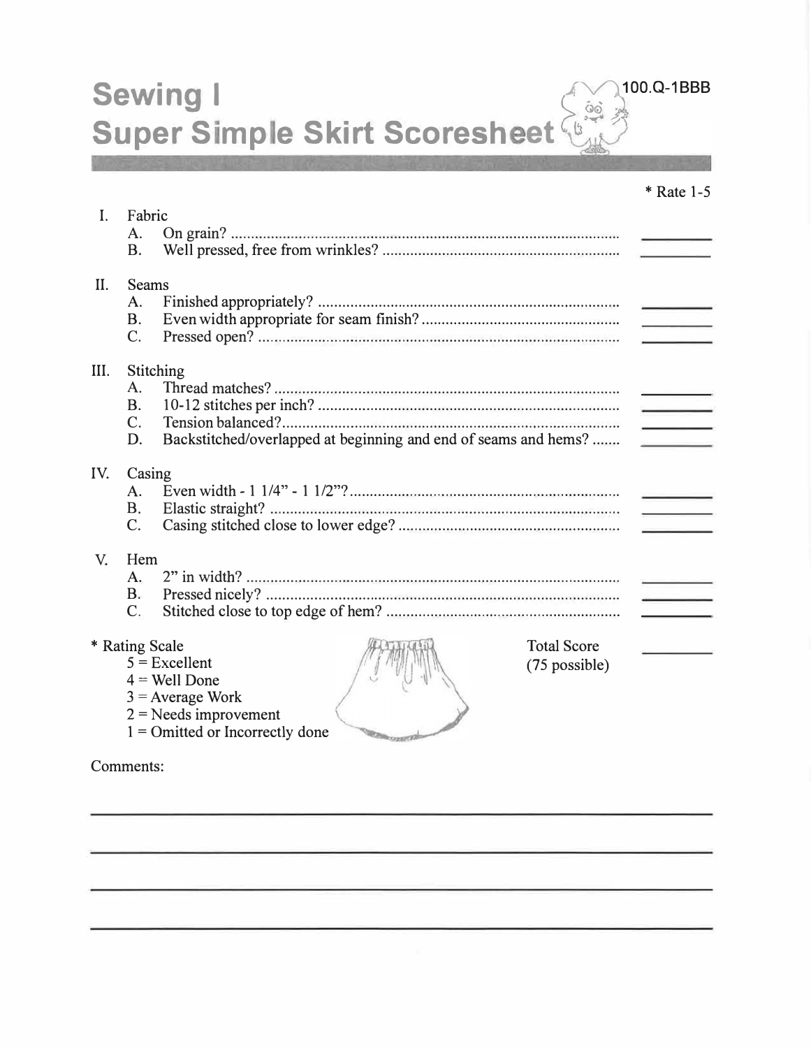100.Q-1BBB

# Sewing I
# Super Simple Skirt Scoresheet

| | * Rate 1-5 |
|---|---|
| **I. Fabric** | |
| A. On grain? | ______ |
| B. Well pressed, free from wrinkles? | ______ |
| **II. Seams** | |
| A. Finished appropriately? | ______ |
| B. Even width appropriate for seam finish? | ______ |
| C. Pressed open? | ______ |
| **III. Stitching** | |
| A. Thread matches? | ______ |
| B. 10-12 stitches per inch? | ______ |
| C. Tension balanced? | ______ |
| D. Backstitched/overlapped at beginning and end of seams and hems? | ______ |
| **IV. Casing** | |
| A. Even width - 1 1/4" - 1 1/2"? | ______ |
| B. Elastic straight? | ______ |
| C. Casing stitched close to lower edge? | ______ |
| **V. Hem** | |
| A. 2" in width? | ______ |
| B. Pressed nicely? | ______ |
| C. Stitched close to top edge of hem? | ______ |
| Total Score (75 possible) | ______ |

\* Rating Scale
- 5 = Excellent
- 4 = Well Done
- 3 = Average Work
- 2 = Needs improvement
- 1 = Omitted or Incorrectly done

Comments:

______________________________________________________________

______________________________________________________________

______________________________________________________________

______________________________________________________________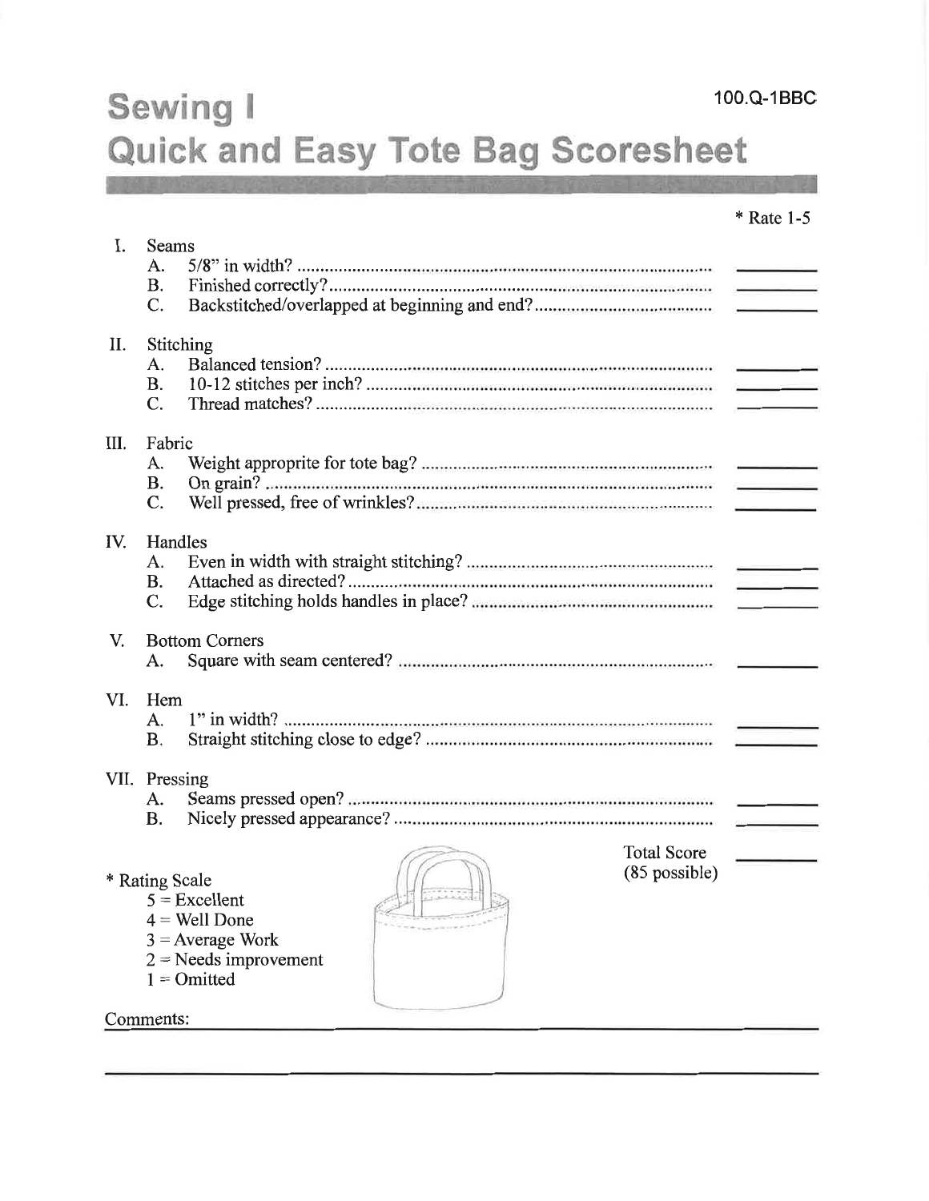100.Q-1BBC

# Sewing I
# Quick and Easy Tote Bag Scoresheet

| | * Rate 1-5 |
|---|---|
| **I. Seams** | |
| A. 5/8" in width? | ________ |
| B. Finished correctly? | ________ |
| C. Backstitched/overlapped at beginning and end? | ________ |
| **II. Stitching** | |
| A. Balanced tension? | ________ |
| B. 10-12 stitches per inch? | ________ |
| C. Thread matches? | ________ |
| **III. Fabric** | |
| A. Weight approprite for tote bag? | ________ |
| B. On grain? | ________ |
| C. Well pressed, free of wrinkles? | ________ |
| **IV. Handles** | |
| A. Even in width with straight stitching? | ________ |
| B. Attached as directed? | ________ |
| C. Edge stitching holds handles in place? | ________ |
| **V. Bottom Corners** | |
| A. Square with seam centered? | ________ |
| **VI. Hem** | |
| A. 1" in width? | ________ |
| B. Straight stitching close to edge? | ________ |
| **VII. Pressing** | |
| A. Seams pressed open? | ________ |
| B. Nicely pressed appearance? | ________ |
| Total Score (85 possible) | ________ |

\* Rating Scale
- 5 = Excellent
- 4 = Well Done
- 3 = Average Work
- 2 = Needs improvement
- 1 = Omitted

Comments: ______________________________________________

______________________________________________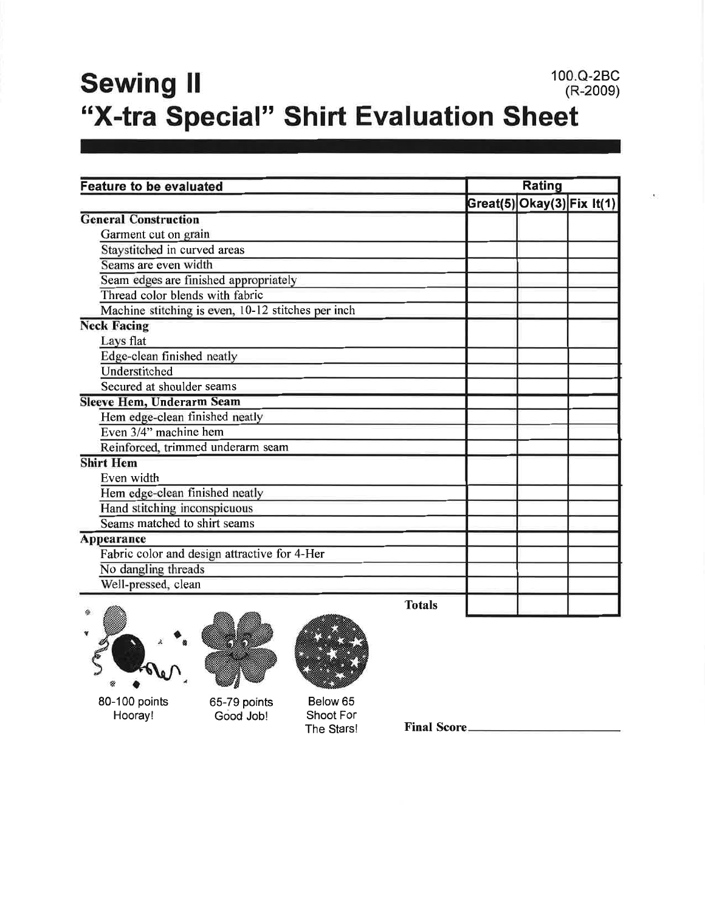# Sewing II

100.Q-2BC
(R-2009)

# "X-tra Special" Shirt Evaluation Sheet

| Feature to be evaluated | Rating | | |
|---|---|---|---|
| | Great(5) | Okay(3) | Fix It(1) |
| **General Construction** | | | |
| Garment cut on grain | | | |
| Staystitched in curved areas | | | |
| Seams are even width | | | |
| Seam edges are finished appropriately | | | |
| Thread color blends with fabric | | | |
| Machine stitching is even, 10-12 stitches per inch | | | |
| **Neck Facing** | | | |
| Lays flat | | | |
| Edge-clean finished neatly | | | |
| Understitched | | | |
| Secured at shoulder seams | | | |
| **Sleeve Hem, Underarm Seam** | | | |
| Hem edge-clean finished neatly | | | |
| Even 3/4" machine hem | | | |
| Reinforced, trimmed underarm seam | | | |
| **Shirt Hem** | | | |
| Even width | | | |
| Hem edge-clean finished neatly | | | |
| Hand stitching inconspicuous | | | |
| Seams matched to shirt seams | | | |
| **Appearance** | | | |
| Fabric color and design attractive for 4-Her | | | |
| No dangling threads | | | |
| Well-pressed, clean | | | |
| **Totals** | | | |

80-100 points Hooray!

65-79 points Good Job!

Below 65 Shoot For The Stars!

**Final Score** ____________________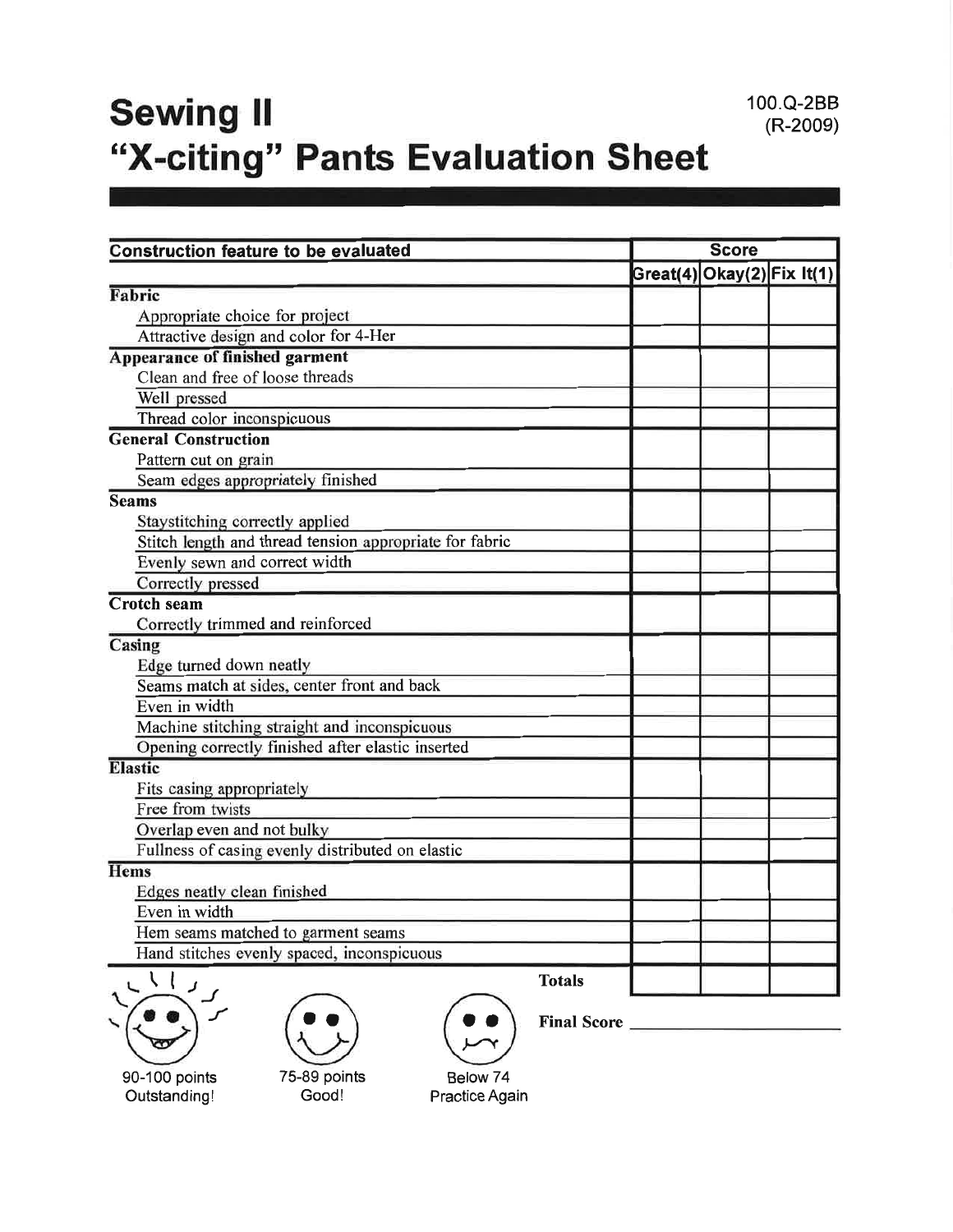# Sewing II
# "X-citing" Pants Evaluation Sheet

100.Q-2BB
(R-2009)

| Construction feature to be evaluated | Score | | |
|---|---|---|---|
| | Great(4) | Okay(2) | Fix It(1) |
| **Fabric** | | | |
| Appropriate choice for project | | | |
| Attractive design and color for 4-Her | | | |
| **Appearance of finished garment** | | | |
| Clean and free of loose threads | | | |
| Well pressed | | | |
| Thread color inconspicuous | | | |
| **General Construction** | | | |
| Pattern cut on grain | | | |
| Seam edges appropriately finished | | | |
| **Seams** | | | |
| Staystitching correctly applied | | | |
| Stitch length and thread tension appropriate for fabric | | | |
| Evenly sewn and correct width | | | |
| Correctly pressed | | | |
| **Crotch seam** | | | |
| Correctly trimmed and reinforced | | | |
| **Casing** | | | |
| Edge turned down neatly | | | |
| Seams match at sides, center front and back | | | |
| Even in width | | | |
| Machine stitching straight and inconspicuous | | | |
| Opening correctly finished after elastic inserted | | | |
| **Elastic** | | | |
| Fits casing appropriately | | | |
| Free from twists | | | |
| Overlap even and not bulky | | | |
| Fullness of casing evenly distributed on elastic | | | |
| **Hems** | | | |
| Edges neatly clean finished | | | |
| Even in width | | | |
| Hem seams matched to garment seams | | | |
| Hand stitches evenly spaced, inconspicuous | | | |
| **Totals** | | | |

**Final Score** ______________________

90-100 points
Outstanding!

75-89 points
Good!

Below 74
Practice Again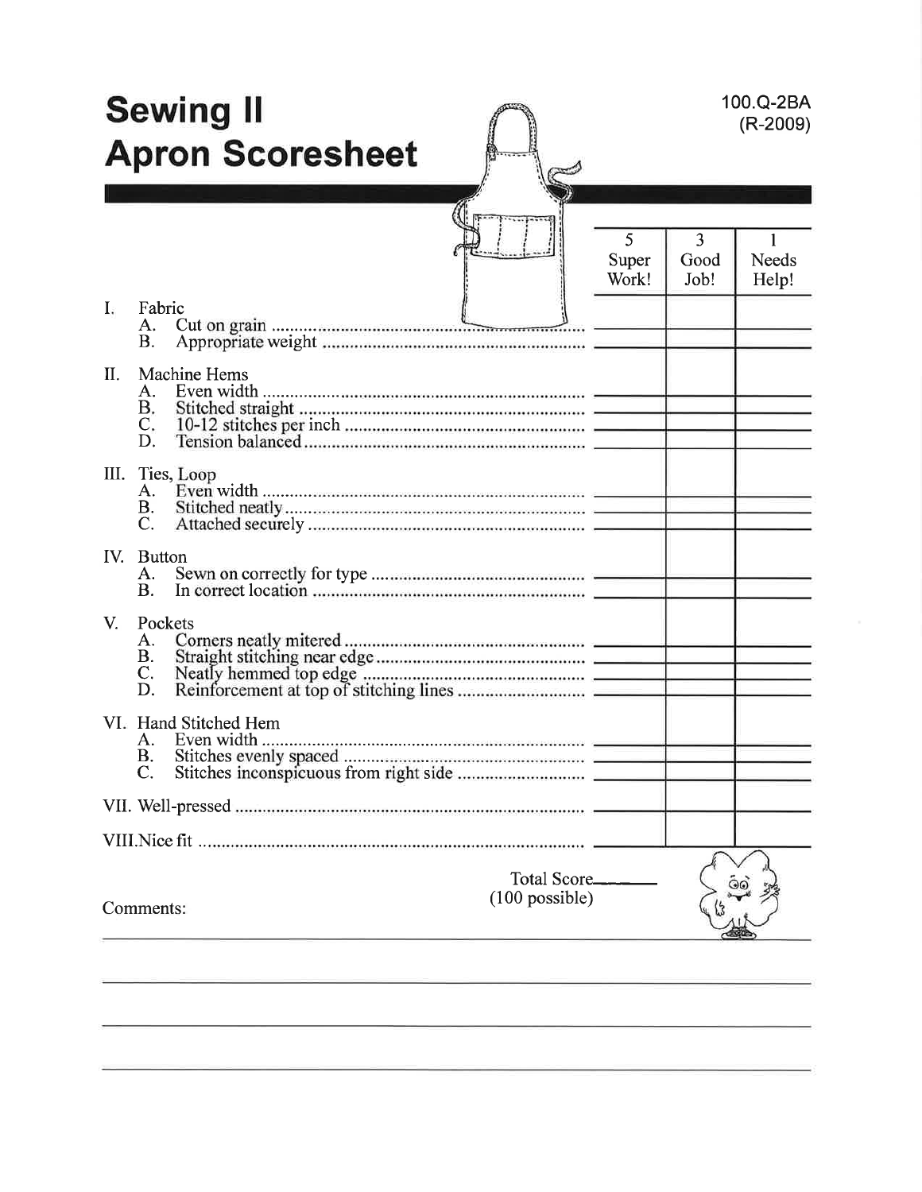# Sewing II
# Apron Scoresheet

100.Q-2BA
(R-2009)

| | 5 Super Work! | 3 Good Job! | 1 Needs Help! |
|---|---|---|---|
| I. Fabric | | | |
| A. Cut on grain | | | |
| B. Appropriate weight | | | |
| II. Machine Hems | | | |
| A. Even width | | | |
| B. Stitched straight | | | |
| C. 10-12 stitches per inch | | | |
| D. Tension balanced | | | |
| III. Ties, Loop | | | |
| A. Even width | | | |
| B. Stitched neatly | | | |
| C. Attached securely | | | |
| IV. Button | | | |
| A. Sewn on correctly for type | | | |
| B. In correct location | | | |
| V. Pockets | | | |
| A. Corners neatly mitered | | | |
| B. Straight stitching near edge | | | |
| C. Neatly hemmed top edge | | | |
| D. Reinforcement at top of stitching lines | | | |
| VI. Hand Stitched Hem | | | |
| A. Even width | | | |
| B. Stitches evenly spaced | | | |
| C. Stitches inconspicuous from right side | | | |
| VII. Well-pressed | | | |
| VIII. Nice fit | | | |

Total Score______
(100 possible)

Comments:

______________________________________________________________________

______________________________________________________________________

______________________________________________________________________

______________________________________________________________________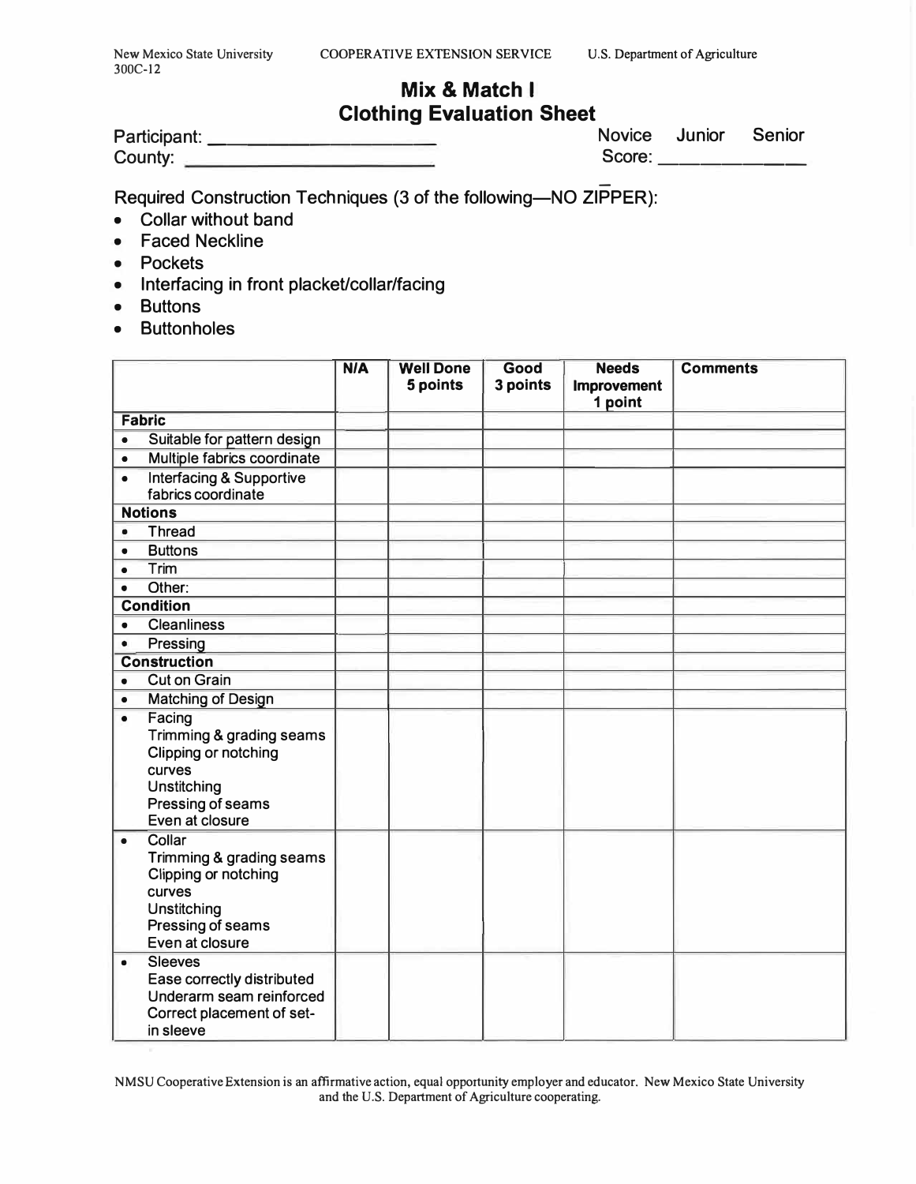New Mexico State University
300C-12

COOPERATIVE EXTENSION SERVICE

U.S. Department of Agriculture

# Mix & Match I
# Clothing Evaluation Sheet

Participant: ____________________ Novice Junior Senior
County: ________________________ Score: ____________

Required Construction Techniques (3 of the following—NO ZIPPER):

- Collar without band
- Faced Neckline
- Pockets
- Interfacing in front placket/collar/facing
- Buttons
- Buttonholes

| | N/A | Well Done 5 points | Good 3 points | Needs Improvement 1 point | Comments |
|---|---|---|---|---|---|
| **Fabric** | | | | | |
| • Suitable for pattern design | | | | | |
| • Multiple fabrics coordinate | | | | | |
| • Interfacing & Supportive fabrics coordinate | | | | | |
| **Notions** | | | | | |
| • Thread | | | | | |
| • Buttons | | | | | |
| • Trim | | | | | |
| • Other: | | | | | |
| **Condition** | | | | | |
| • Cleanliness | | | | | |
| • Pressing | | | | | |
| **Construction** | | | | | |
| • Cut on Grain | | | | | |
| • Matching of Design | | | | | |
| • Facing<br>Trimming & grading seams<br>Clipping or notching curves<br>Unstitching<br>Pressing of seams<br>Even at closure | | | | | |
| • Collar<br>Trimming & grading seams<br>Clipping or notching curves<br>Unstitching<br>Pressing of seams<br>Even at closure | | | | | |
| • Sleeves<br>Ease correctly distributed<br>Underarm seam reinforced<br>Correct placement of set-in sleeve | | | | | |

NMSU Cooperative Extension is an affirmative action, equal opportunity employer and educator. New Mexico State University and the U.S. Department of Agriculture cooperating.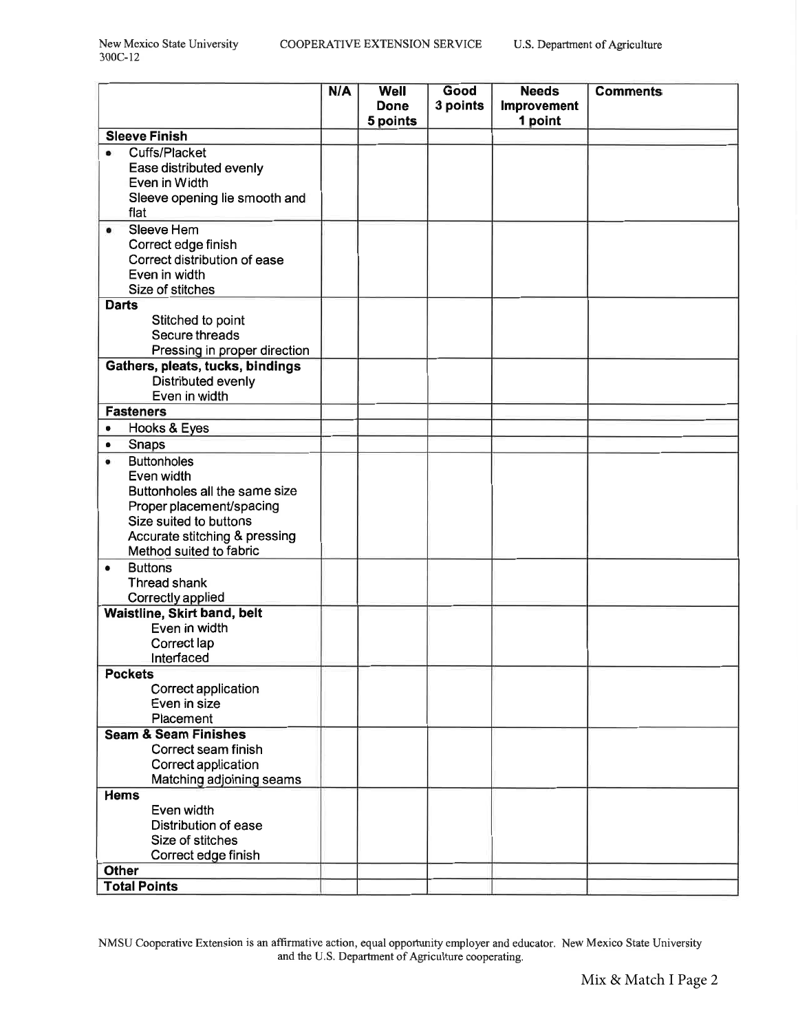| | N/A | Well Done 5 points | Good 3 points | Needs Improvement 1 point | Comments |
|---|---|---|---|---|---|
| **Sleeve Finish** | | | | | |
| • Cuffs/Placket<br>Ease distributed evenly<br>Even in Width<br>Sleeve opening lie smooth and flat | | | | | |
| • Sleeve Hem<br>Correct edge finish<br>Correct distribution of ease<br>Even in width<br>Size of stitches | | | | | |
| **Darts**<br>Stitched to point<br>Secure threads<br>Pressing in proper direction | | | | | |
| **Gathers, pleats, tucks, bindings**<br>Distributed evenly<br>Even in width | | | | | |
| **Fasteners** | | | | | |
| • Hooks & Eyes | | | | | |
| • Snaps | | | | | |
| • Buttonholes<br>Even width<br>Buttonholes all the same size<br>Proper placement/spacing<br>Size suited to buttons<br>Accurate stitching & pressing<br>Method suited to fabric | | | | | |
| • Buttons<br>Thread shank<br>Correctly applied | | | | | |
| **Waistline, Skirt band, belt**<br>Even in width<br>Correct lap<br>Interfaced | | | | | |
| **Pockets**<br>Correct application<br>Even in size<br>Placement | | | | | |
| **Seam & Seam Finishes**<br>Correct seam finish<br>Correct application<br>Matching adjoining seams | | | | | |
| **Hems**<br>Even width<br>Distribution of ease<br>Size of stitches<br>Correct edge finish | | | | | |
| **Other** | | | | | |
| **Total Points** | | | | | |

NMSU Cooperative Extension is an affirmative action, equal opportunity employer and educator. New Mexico State University and the U.S. Department of Agriculture cooperating.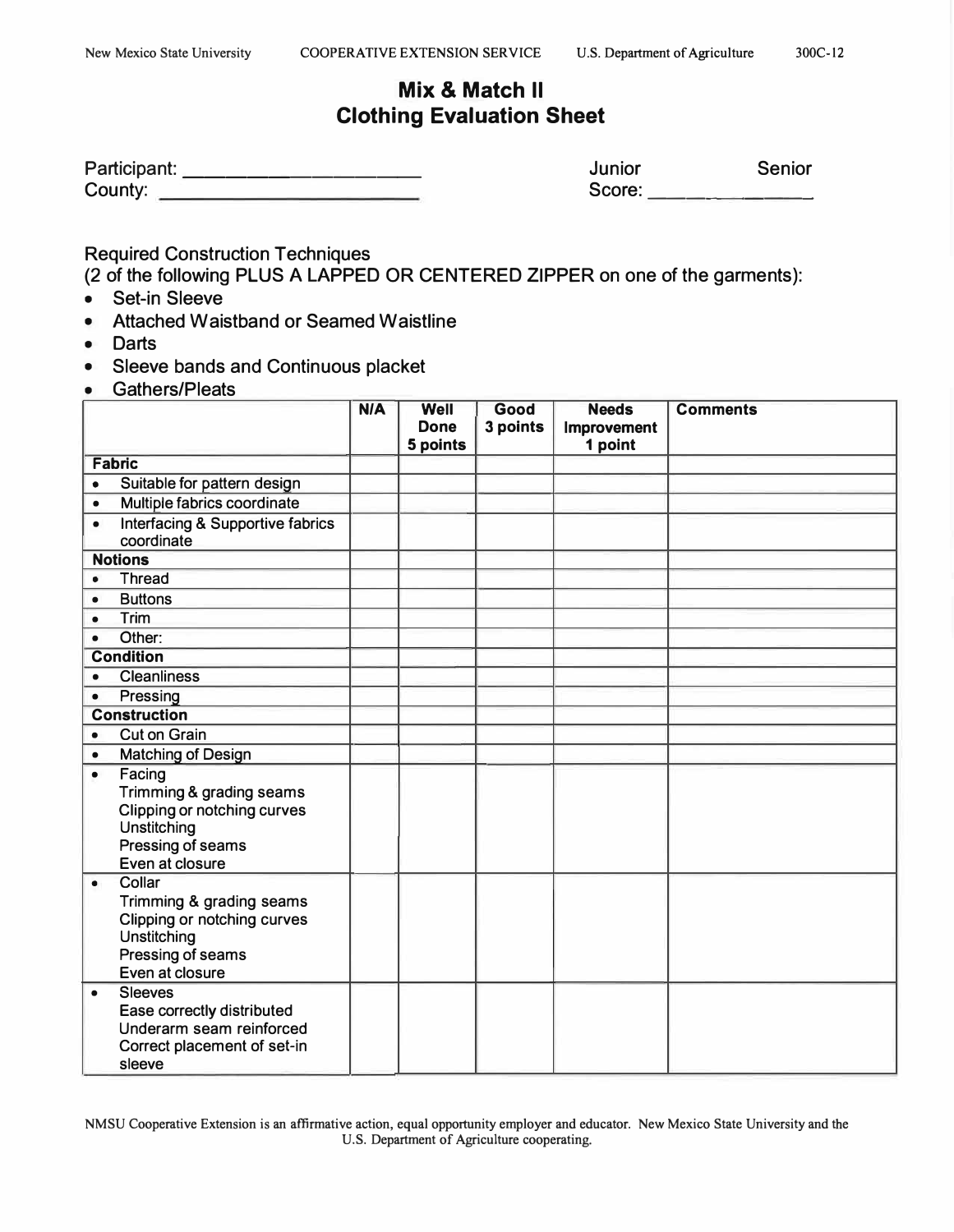# Mix & Match II
## Clothing Evaluation Sheet

Participant: ______________________ Junior Senior

County: ______________________ Score: ______________

Required Construction Techniques
(2 of the following PLUS A LAPPED OR CENTERED ZIPPER on one of the garments):

- Set-in Sleeve
- Attached Waistband or Seamed Waistline
- Darts
- Sleeve bands and Continuous placket
- Gathers/Pleats

| | N/A | Well Done 5 points | Good 3 points | Needs Improvement 1 point | Comments |
|---|---|---|---|---|---|
| **Fabric** | | | | | |
| • Suitable for pattern design | | | | | |
| • Multiple fabrics coordinate | | | | | |
| • Interfacing & Supportive fabrics coordinate | | | | | |
| **Notions** | | | | | |
| • Thread | | | | | |
| • Buttons | | | | | |
| • Trim | | | | | |
| • Other: | | | | | |
| **Condition** | | | | | |
| • Cleanliness | | | | | |
| • Pressing | | | | | |
| **Construction** | | | | | |
| • Cut on Grain | | | | | |
| • Matching of Design | | | | | |
| • Facing<br>Trimming & grading seams<br>Clipping or notching curves<br>Unstitching<br>Pressing of seams<br>Even at closure | | | | | |
| • Collar<br>Trimming & grading seams<br>Clipping or notching curves<br>Unstitching<br>Pressing of seams<br>Even at closure | | | | | |
| • Sleeves<br>Ease correctly distributed<br>Underarm seam reinforced<br>Correct placement of set-in sleeve | | | | | |

NMSU Cooperative Extension is an affirmative action, equal opportunity employer and educator. New Mexico State University and the U.S. Department of Agriculture cooperating.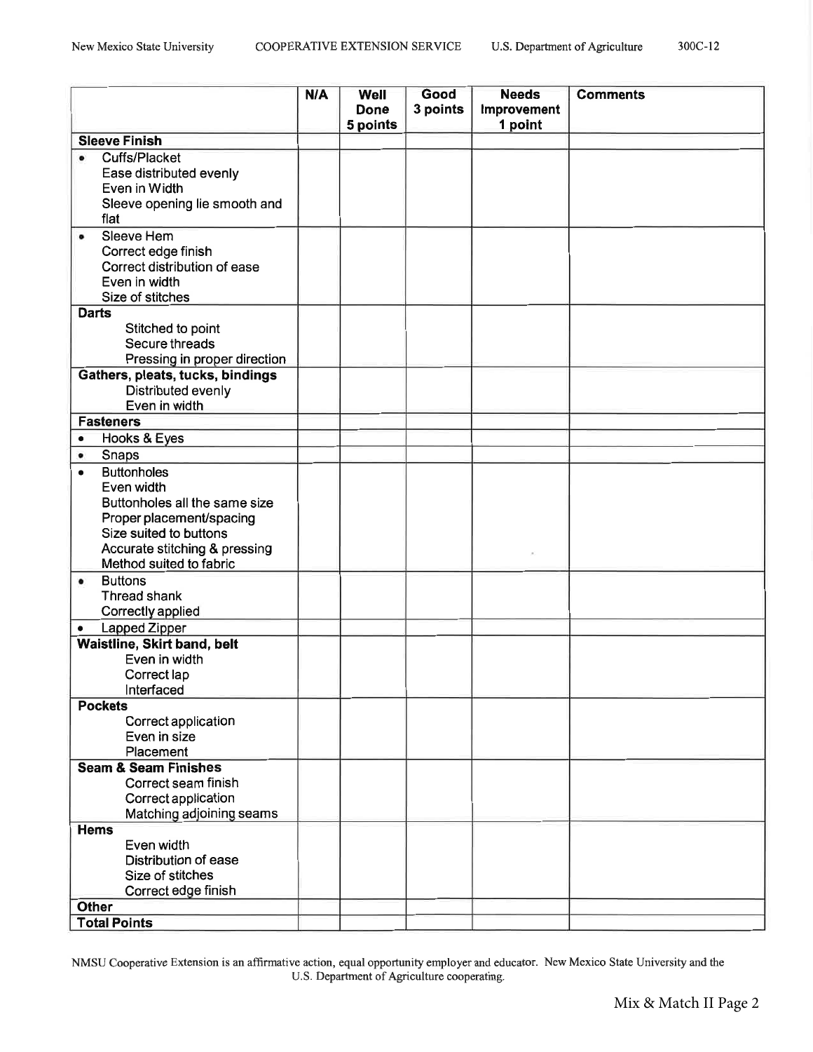| | N/A | Well Done 5 points | Good 3 points | Needs Improvement 1 point | Comments |
|---|---|---|---|---|---|
| **Sleeve Finish** | | | | | |
| • Cuffs/Placket<br>Ease distributed evenly<br>Even in Width<br>Sleeve opening lie smooth and flat | | | | | |
| • Sleeve Hem<br>Correct edge finish<br>Correct distribution of ease<br>Even in width<br>Size of stitches | | | | | |
| **Darts**<br>Stitched to point<br>Secure threads<br>Pressing in proper direction | | | | | |
| **Gathers, pleats, tucks, bindings**<br>Distributed evenly<br>Even in width | | | | | |
| **Fasteners** | | | | | |
| • Hooks & Eyes | | | | | |
| • Snaps | | | | | |
| • Buttonholes<br>Even width<br>Buttonholes all the same size<br>Proper placement/spacing<br>Size suited to buttons<br>Accurate stitching & pressing<br>Method suited to fabric | | | | | |
| • Buttons<br>Thread shank<br>Correctly applied | | | | | |
| • Lapped Zipper | | | | | |
| **Waistline, Skirt band, belt**<br>Even in width<br>Correct lap<br>Interfaced | | | | | |
| **Pockets**<br>Correct application<br>Even in size<br>Placement | | | | | |
| **Seam & Seam Finishes**<br>Correct seam finish<br>Correct application<br>Matching adjoining seams | | | | | |
| **Hems**<br>Even width<br>Distribution of ease<br>Size of stitches<br>Correct edge finish | | | | | |
| **Other** | | | | | |
| **Total Points** | | | | | |

NMSU Cooperative Extension is an affirmative action, equal opportunity employer and educator. New Mexico State University and the U.S. Department of Agriculture cooperating.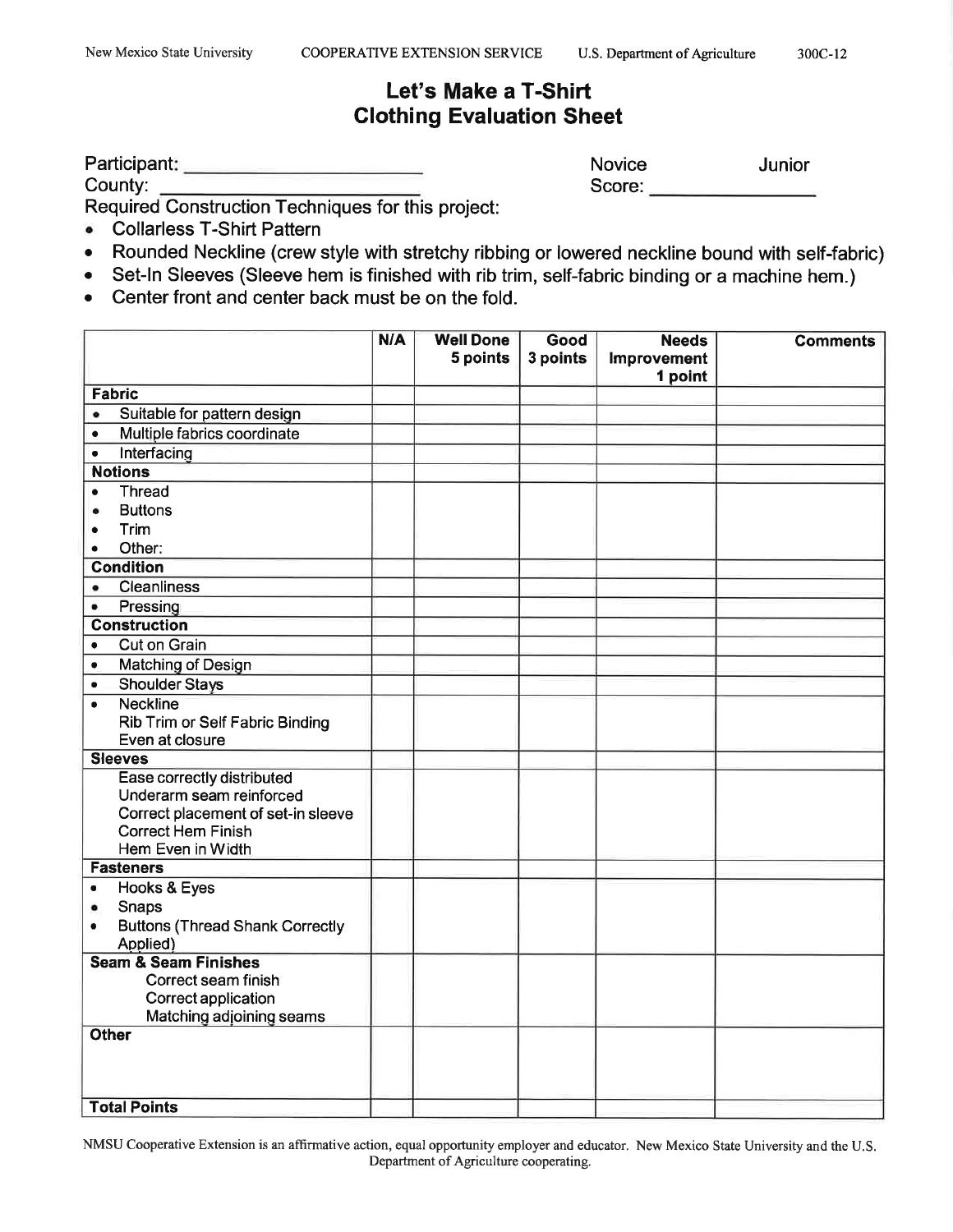# Let's Make a T-Shirt
## Clothing Evaluation Sheet

Participant: ______________________ Novice Junior

County: ______________________ Score: ______________

Required Construction Techniques for this project:

- Collarless T-Shirt Pattern
- Rounded Neckline (crew style with stretchy ribbing or lowered neckline bound with self-fabric)
- Set-In Sleeves (Sleeve hem is finished with rib trim, self-fabric binding or a machine hem.)
- Center front and center back must be on the fold.

| | N/A | Well Done 5 points | Good 3 points | Needs Improvement 1 point | Comments |
|---|---|---|---|---|---|
| **Fabric** | | | | | |
| • Suitable for pattern design | | | | | |
| • Multiple fabrics coordinate | | | | | |
| • Interfacing | | | | | |
| **Notions** | | | | | |
| • Thread<br>• Buttons<br>• Trim<br>• Other: | | | | | |
| **Condition** | | | | | |
| • Cleanliness | | | | | |
| • Pressing | | | | | |
| **Construction** | | | | | |
| • Cut on Grain | | | | | |
| • Matching of Design | | | | | |
| • Shoulder Stays | | | | | |
| • Neckline<br>Rib Trim or Self Fabric Binding<br>Even at closure | | | | | |
| **Sleeves** | | | | | |
| Ease correctly distributed<br>Underarm seam reinforced<br>Correct placement of set-in sleeve<br>Correct Hem Finish<br>Hem Even in Width | | | | | |
| **Fasteners** | | | | | |
| • Hooks & Eyes<br>• Snaps<br>• Buttons (Thread Shank Correctly Applied) | | | | | |
| **Seam & Seam Finishes**<br>Correct seam finish<br>Correct application<br>Matching adjoining seams | | | | | |
| **Other** | | | | | |
| **Total Points** | | | | | |

NMSU Cooperative Extension is an affirmative action, equal opportunity employer and educator. New Mexico State University and the U.S. Department of Agriculture cooperating.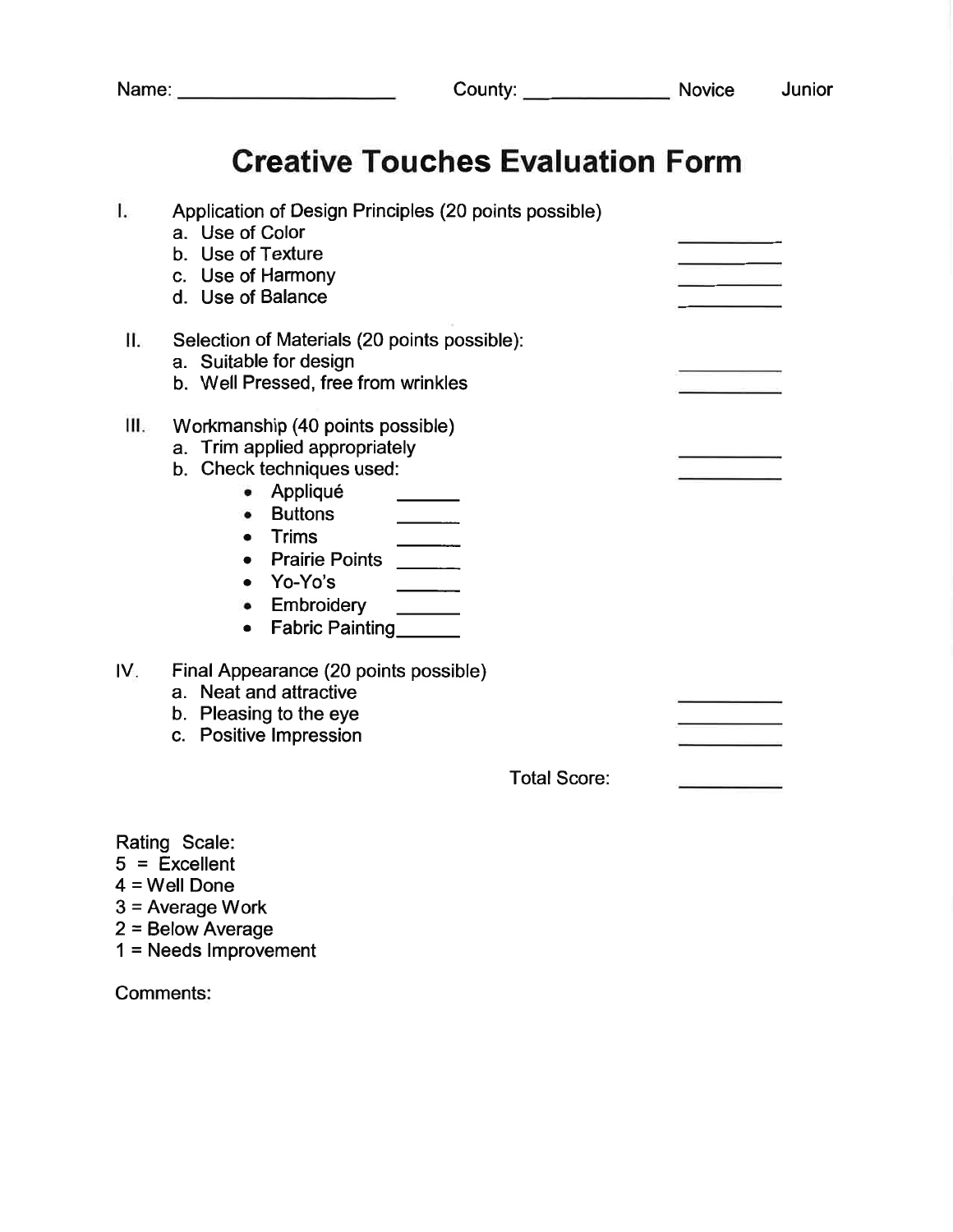Name: ____________________ County: ____________ Novice Junior

# Creative Touches Evaluation Form

I. Application of Design Principles (20 points possible)
   a. Use of Color ________
   b. Use of Texture ________
   c. Use of Harmony ________
   d. Use of Balance ________

II. Selection of Materials (20 points possible):
   a. Suitable for design ________
   b. Well Pressed, free from wrinkles ________

III. Workmanship (40 points possible)
   a. Trim applied appropriately ________
   b. Check techniques used: ________
      - Appliqué ______
      - Buttons ______
      - Trims ______
      - Prairie Points ______
      - Yo-Yo's ______
      - Embroidery ______
      - Fabric Painting______

IV. Final Appearance (20 points possible)
   a. Neat and attractive ________
   b. Pleasing to the eye ________
   c. Positive Impression ________

Total Score: ________

Rating Scale:
5 = Excellent
4 = Well Done
3 = Average Work
2 = Below Average
1 = Needs Improvement

Comments: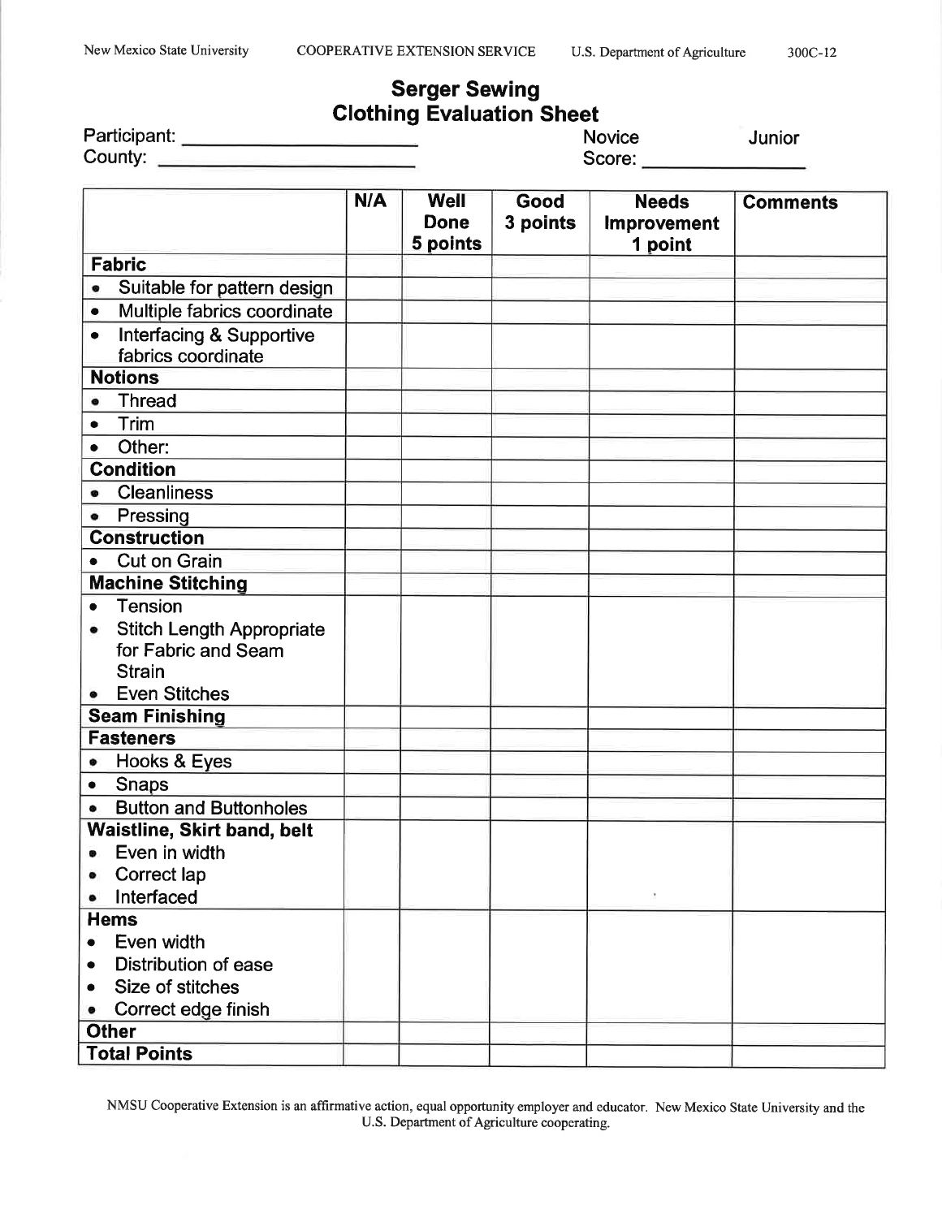# Serger Sewing
## Clothing Evaluation Sheet

Participant: ______________________ Novice Junior

County: ______________________ Score: ______________

| | N/A | Well Done 5 points | Good 3 points | Needs Improvement 1 point | Comments |
|---|---|---|---|---|---|
| **Fabric** | | | | | |
| • Suitable for pattern design | | | | | |
| • Multiple fabrics coordinate | | | | | |
| • Interfacing & Supportive fabrics coordinate | | | | | |
| **Notions** | | | | | |
| • Thread | | | | | |
| • Trim | | | | | |
| • Other: | | | | | |
| **Condition** | | | | | |
| • Cleanliness | | | | | |
| • Pressing | | | | | |
| **Construction** | | | | | |
| • Cut on Grain | | | | | |
| **Machine Stitching** | | | | | |
| • Tension<br>• Stitch Length Appropriate for Fabric and Seam Strain<br>• Even Stitches | | | | | |
| **Seam Finishing** | | | | | |
| **Fasteners** | | | | | |
| • Hooks & Eyes | | | | | |
| • Snaps | | | | | |
| • Button and Buttonholes | | | | | |
| **Waistline, Skirt band, belt**<br>• Even in width<br>• Correct lap<br>• Interfaced | | | | | |
| **Hems**<br>• Even width<br>• Distribution of ease<br>• Size of stitches<br>• Correct edge finish | | | | | |
| **Other** | | | | | |
| **Total Points** | | | | | |

NMSU Cooperative Extension is an affirmative action, equal opportunity employer and educator. New Mexico State University and the U.S. Department of Agriculture cooperating.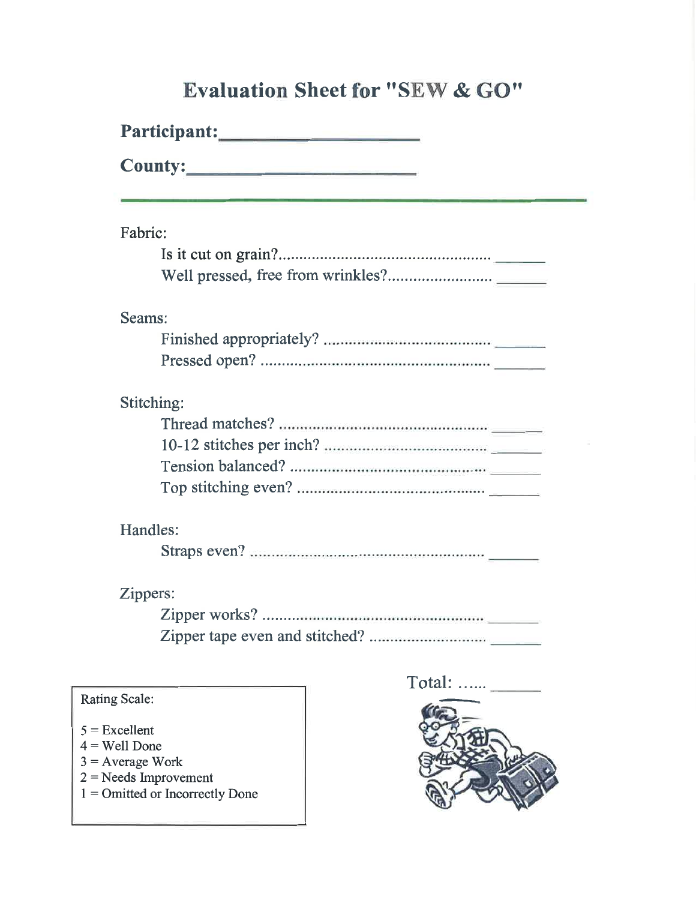# Evaluation Sheet for "SEW & GO"

**Participant:**\_\_\_\_\_\_\_\_\_\_\_\_\_\_\_\_\_\_\_\_

**County:**\_\_\_\_\_\_\_\_\_\_\_\_\_\_\_\_\_\_\_\_\_\_

---

Fabric:

- Is it cut on grain?.................................................. \_\_\_\_\_\_
- Well pressed, free from wrinkles?........................ \_\_\_\_\_\_

Seams:

- Finished appropriately? ....................................... \_\_\_\_\_\_
- Pressed open? ...................................................... \_\_\_\_\_\_

Stitching:

- Thread matches? ................................................. \_\_\_\_\_\_
- 10-12 stitches per inch? ...................................... \_\_\_\_\_\_
- Tension balanced? ............................................... \_\_\_\_\_\_
- Top stitching even? ............................................ \_\_\_\_\_\_

Handles:

- Straps even? ........................................................ \_\_\_\_\_\_

Zippers:

- Zipper works? ..................................................... \_\_\_\_\_\_
- Zipper tape even and stitched? ........................... \_\_\_\_\_\_

Total: ...... \_\_\_\_\_\_

Rating Scale:

5 = Excellent
4 = Well Done
3 = Average Work
2 = Needs Improvement
1 = Omitted or Incorrectly Done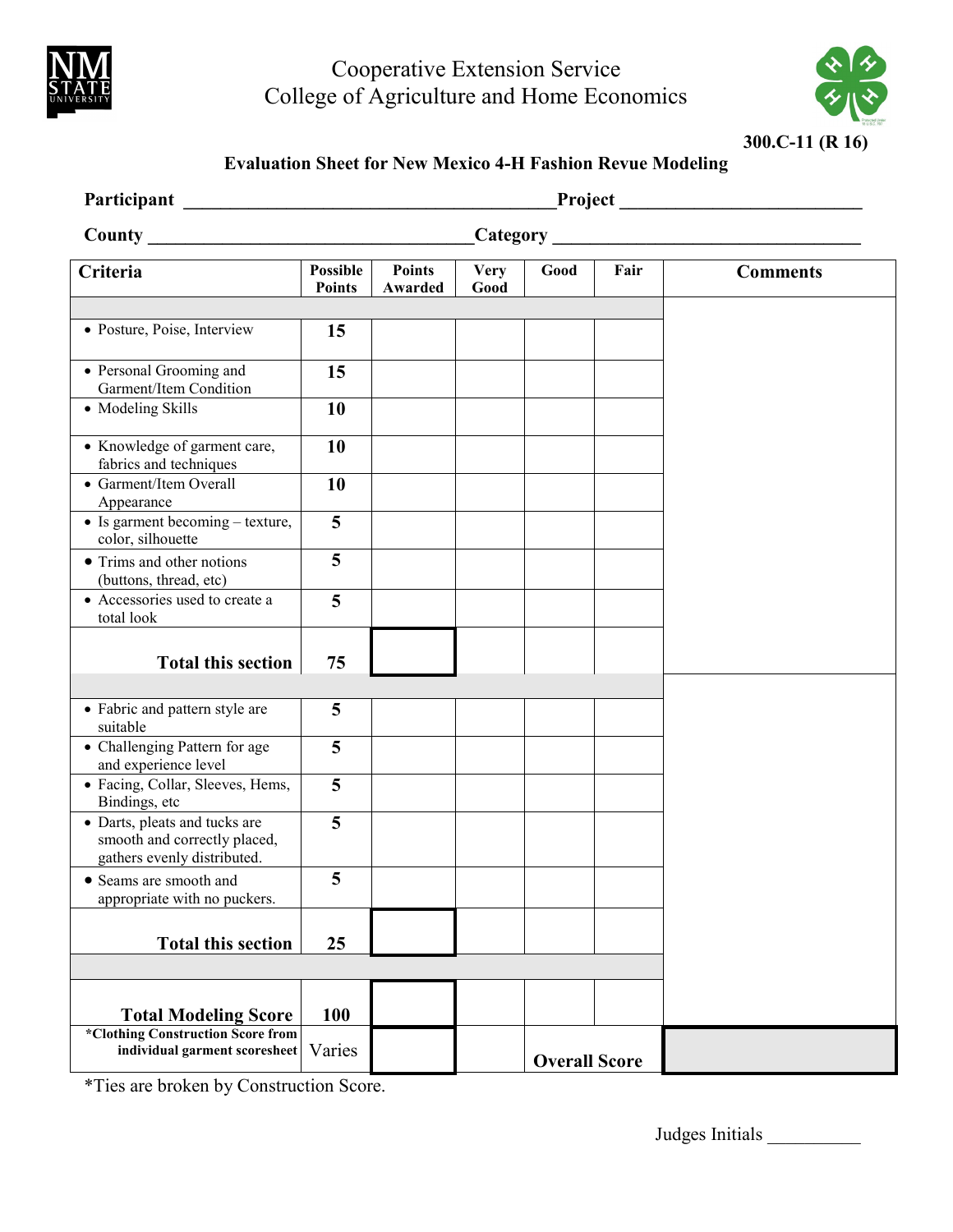Cooperative Extension Service
College of Agriculture and Home Economics

**300.C-11 (R 16)**

**Evaluation Sheet for New Mexico 4-H Fashion Revue Modeling**

**Participant** ________________________________________ **Project** __________________________

**County** ___________________________________ **Category** _________________________________

| Criteria | Possible Points | Points Awarded | Very Good | Good | Fair | Comments |
|---|---|---|---|---|---|---|
| | | | | | | |
| • Posture, Poise, Interview | **15** | | | | | |
| • Personal Grooming and Garment/Item Condition | **15** | | | | | |
| • Modeling Skills | **10** | | | | | |
| • Knowledge of garment care, fabrics and techniques | **10** | | | | | |
| • Garment/Item Overall Appearance | **10** | | | | | |
| • Is garment becoming – texture, color, silhouette | **5** | | | | | |
| • Trims and other notions (buttons, thread, etc) | **5** | | | | | |
| • Accessories used to create a total look | **5** | | | | | |
| **Total this section** | **75** | | | | | |
| | | | | | | |
| • Fabric and pattern style are suitable | **5** | | | | | |
| • Challenging Pattern for age and experience level | **5** | | | | | |
| • Facing, Collar, Sleeves, Hems, Bindings, etc | **5** | | | | | |
| • Darts, pleats and tucks are smooth and correctly placed, gathers evenly distributed. | **5** | | | | | |
| • Seams are smooth and appropriate with no puckers. | **5** | | | | | |
| **Total this section** | **25** | | | | | |
| | | | | | | |
| **Total Modeling Score** | **100** | | | | | |
| ***Clothing Construction Score from individual garment scoresheet** | Varies | | | **Overall Score** | | |

*Ties are broken by Construction Score.

Judges Initials __________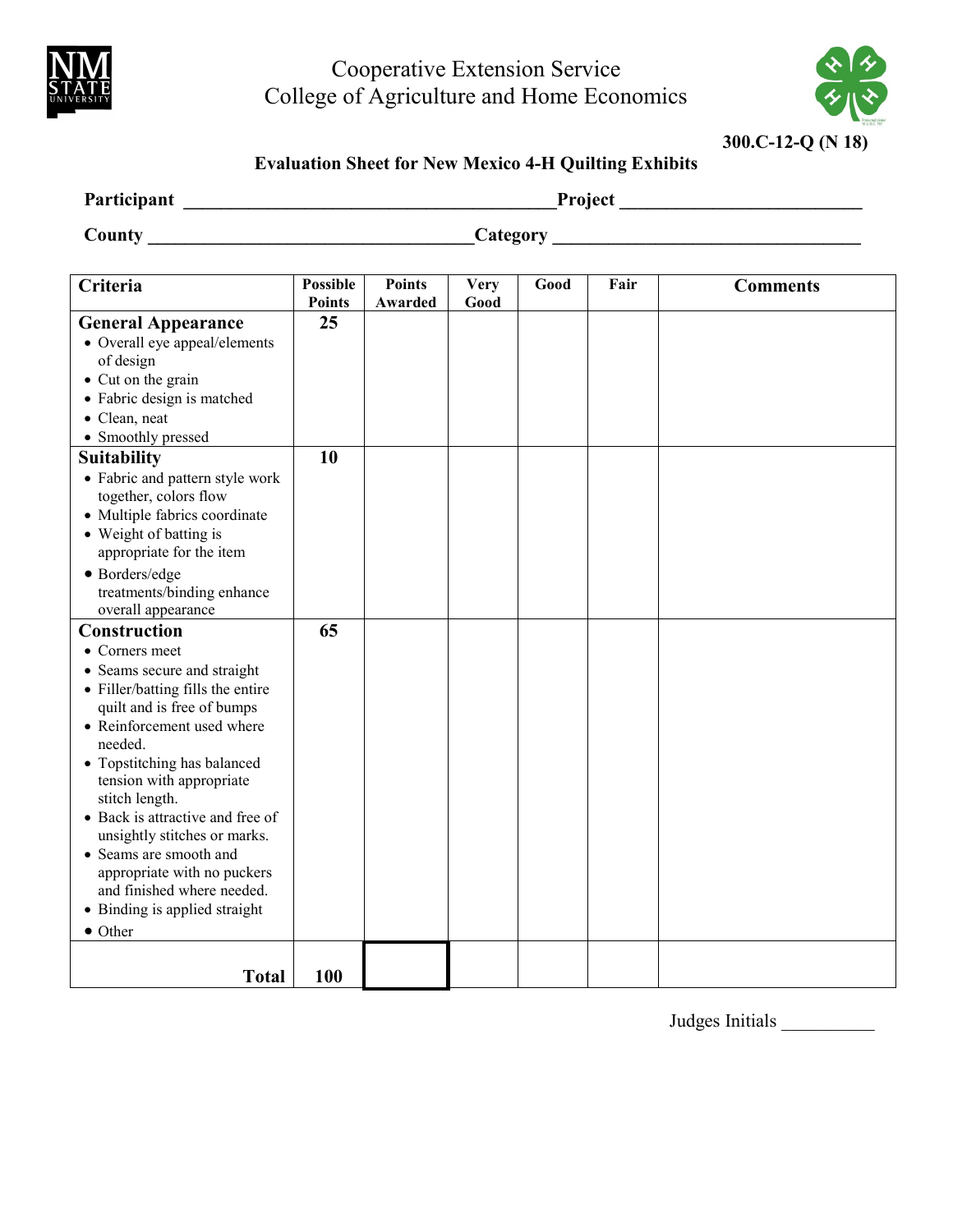Cooperative Extension Service
College of Agriculture and Home Economics

**300.C-12-Q (N 18)**

**Evaluation Sheet for New Mexico 4-H Quilting Exhibits**

**Participant** ________________________________________**Project** __________________________

**County** ___________________________________**Category** _________________________________

| Criteria | Possible Points | Points Awarded | Very Good | Good | Fair | Comments |
|---|---|---|---|---|---|---|
| **General Appearance**<br>• Overall eye appeal/elements of design<br>• Cut on the grain<br>• Fabric design is matched<br>• Clean, neat<br>• Smoothly pressed | **25** | | | | | |
| **Suitability**<br>• Fabric and pattern style work together, colors flow<br>• Multiple fabrics coordinate<br>• Weight of batting is appropriate for the item<br>• Borders/edge treatments/binding enhance overall appearance | **10** | | | | | |
| **Construction**<br>• Corners meet<br>• Seams secure and straight<br>• Filler/batting fills the entire quilt and is free of bumps<br>• Reinforcement used where needed.<br>• Topstitching has balanced tension with appropriate stitch length.<br>• Back is attractive and free of unsightly stitches or marks.<br>• Seams are smooth and appropriate with no puckers and finished where needed.<br>• Binding is applied straight<br>• Other | **65** | | | | | |
| **Total** | **100** | | | | | |

Judges Initials __________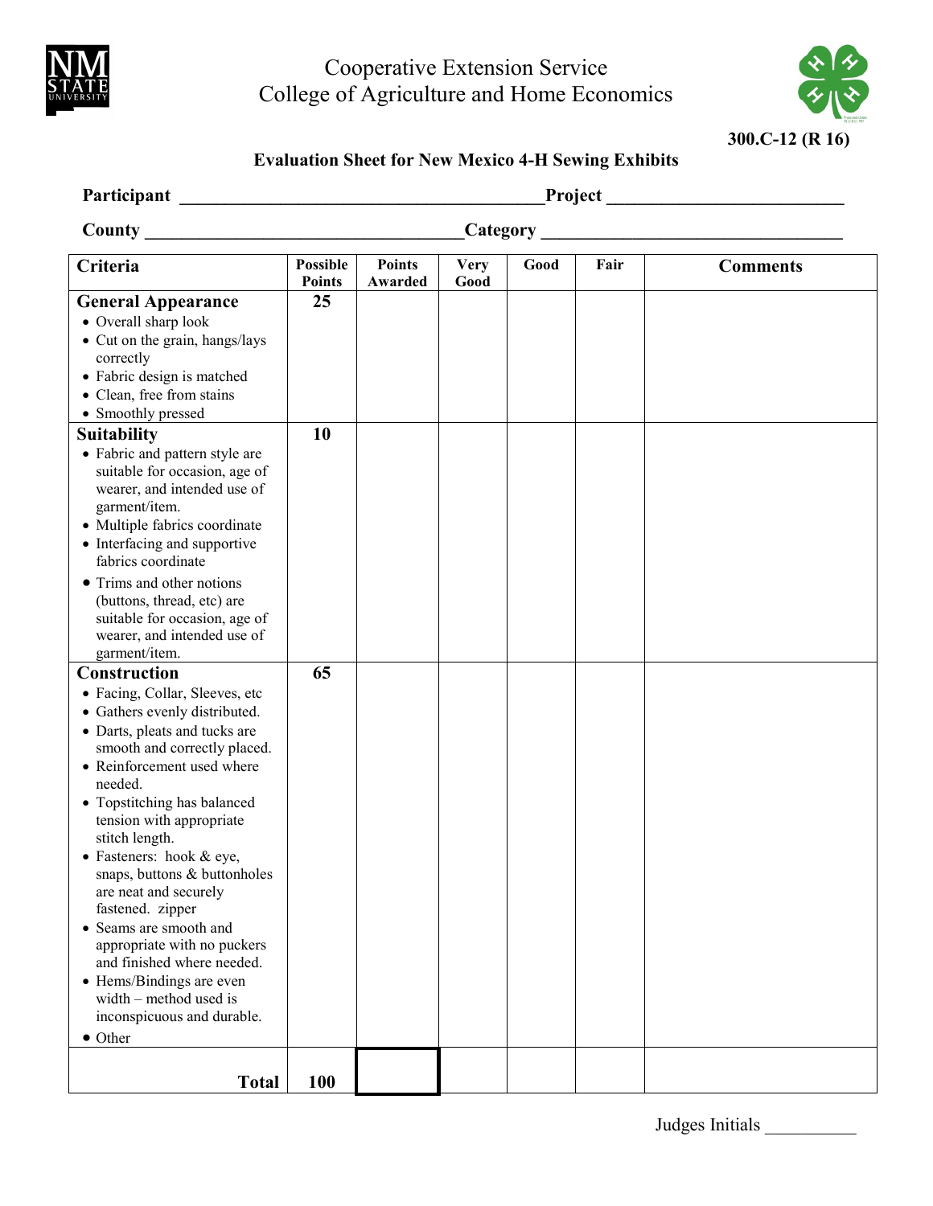Cooperative Extension Service
College of Agriculture and Home Economics

**300.C-12 (R 16)**

### Evaluation Sheet for New Mexico 4-H Sewing Exhibits

**Participant** ________________________________________ **Project** __________________________

**County** ___________________________________ **Category** _________________________________

| Criteria | Possible Points | Points Awarded | Very Good | Good | Fair | Comments |
|---|---|---|---|---|---|---|
| **General Appearance**<br>• Overall sharp look<br>• Cut on the grain, hangs/lays correctly<br>• Fabric design is matched<br>• Clean, free from stains<br>• Smoothly pressed | 25 | | | | | |
| **Suitability**<br>• Fabric and pattern style are suitable for occasion, age of wearer, and intended use of garment/item.<br>• Multiple fabrics coordinate<br>• Interfacing and supportive fabrics coordinate<br>• Trims and other notions (buttons, thread, etc) are suitable for occasion, age of wearer, and intended use of garment/item. | 10 | | | | | |
| **Construction**<br>• Facing, Collar, Sleeves, etc<br>• Gathers evenly distributed.<br>• Darts, pleats and tucks are smooth and correctly placed.<br>• Reinforcement used where needed.<br>• Topstitching has balanced tension with appropriate stitch length.<br>• Fasteners: hook & eye, snaps, buttons & buttonholes are neat and securely fastened. zipper<br>• Seams are smooth and appropriate with no puckers and finished where needed.<br>• Hems/Bindings are even width – method used is inconspicuous and durable.<br>• Other | 65 | | | | | |
| **Total** | **100** | | | | | |

Judges Initials __________